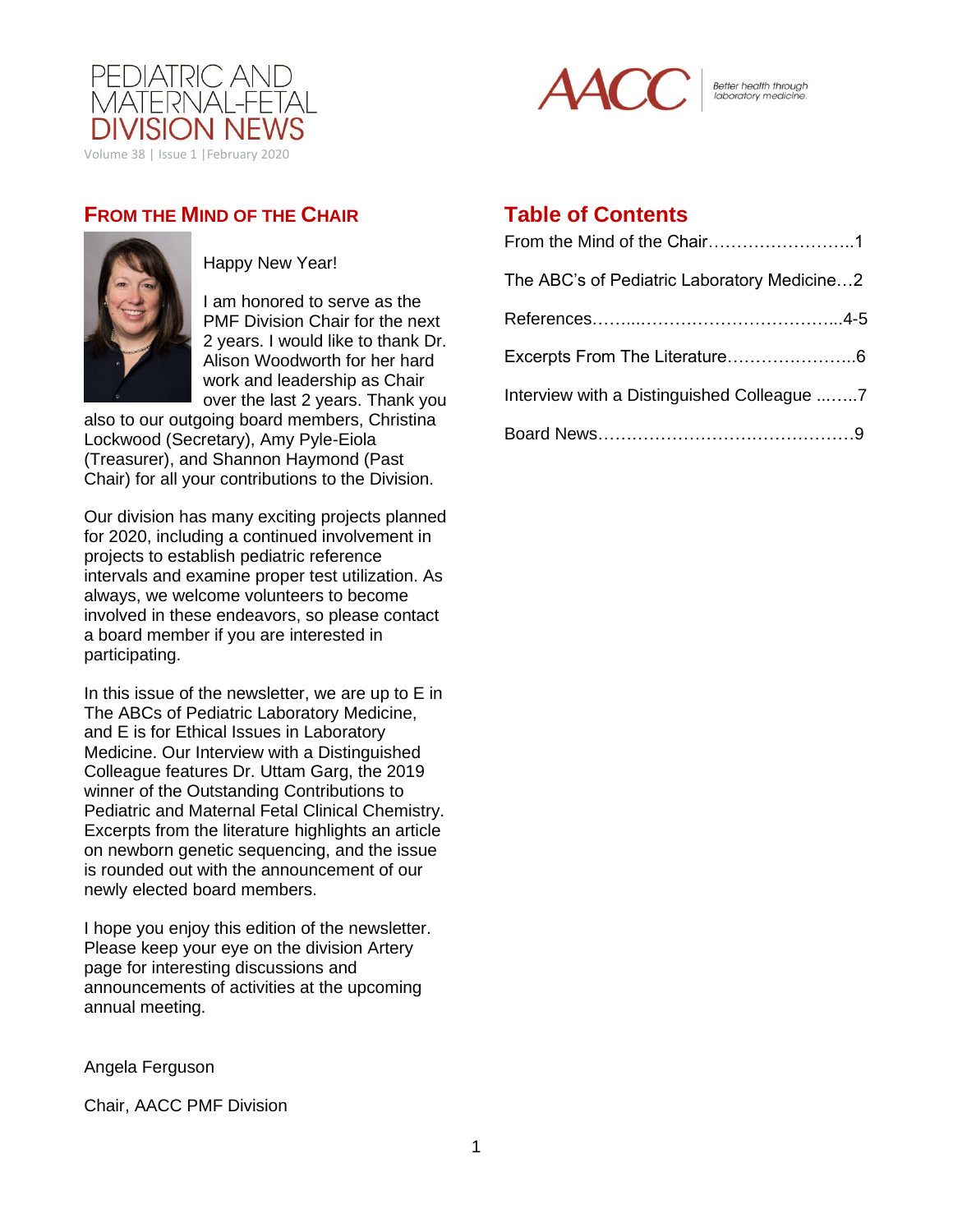# PEDIATRIC AND MATERNAL-FETAL DIVISION NEWS

Volume 38 | Issue 1 | February 2020

AACC Better health through laboratory medicine.

## Table of Contents

From the Mind of the Chair……………………..1

The ABC's of Pediatric Laboratory Medicine…2

References……..……………………………...4-5

Excerpts From The Literature…………………..6

Interview with a Distinguished Colleague ...…..7

Board News……………………………………9

## FROM THE MIND OF THE CHAIR

Happy New Year!

I am honored to serve as the PMF Division Chair for the next 2 years. I would like to thank Dr. Alison Woodworth for her hard work and leadership as Chair over the last 2 years. Thank you also to our outgoing board members, Christina Lockwood (Secretary), Amy Pyle-Eiola (Treasurer), and Shannon Haymond (Past Chair) for all your contributions to the Division.

Our division has many exciting projects planned for 2020, including a continued involvement in projects to establish pediatric reference intervals and examine proper test utilization. As always, we welcome volunteers to become involved in these endeavors, so please contact a board member if you are interested in participating.

In this issue of the newsletter, we are up to E in The ABCs of Pediatric Laboratory Medicine, and E is for Ethical Issues in Laboratory Medicine. Our Interview with a Distinguished Colleague features Dr. Uttam Garg, the 2019 winner of the Outstanding Contributions to Pediatric and Maternal Fetal Clinical Chemistry. Excerpts from the literature highlights an article on newborn genetic sequencing, and the issue is rounded out with the announcement of our newly elected board members.

I hope you enjoy this edition of the newsletter. Please keep your eye on the division Artery page for interesting discussions and announcements of activities at the upcoming annual meeting.

Angela Ferguson

Chair, AACC PMF Division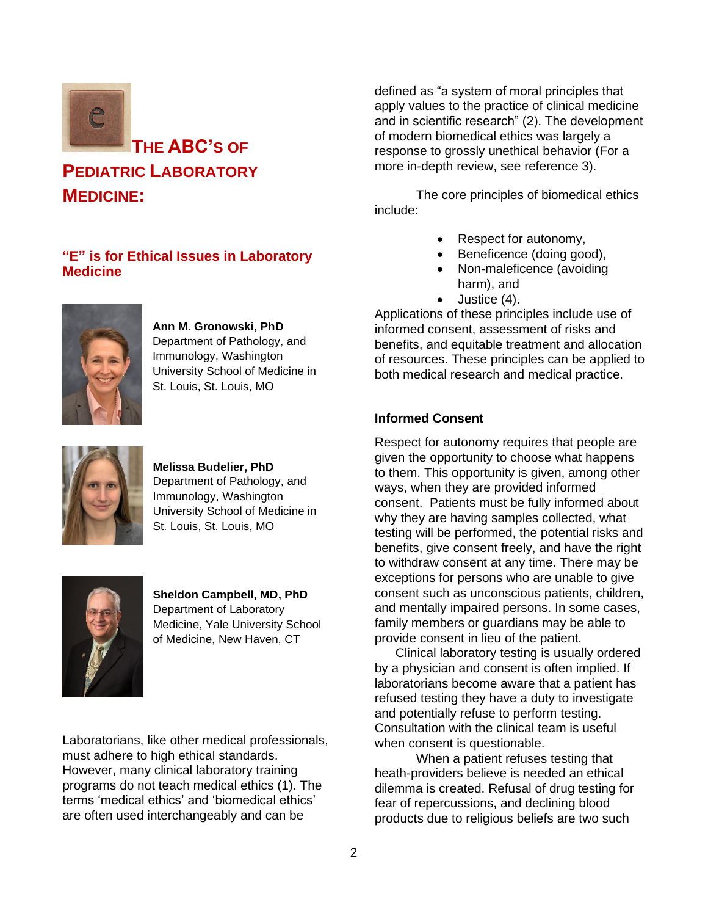# THE ABC'S OF PEDIATRIC LABORATORY MEDICINE:

## "E" is for Ethical Issues in Laboratory Medicine

**Ann M. Gronowski, PhD**
Department of Pathology, and Immunology, Washington University School of Medicine in St. Louis, St. Louis, MO

**Melissa Budelier, PhD**
Department of Pathology, and Immunology, Washington University School of Medicine in St. Louis, St. Louis, MO

**Sheldon Campbell, MD, PhD**
Department of Laboratory Medicine, Yale University School of Medicine, New Haven, CT

Laboratorians, like other medical professionals, must adhere to high ethical standards. However, many clinical laboratory training programs do not teach medical ethics (1). The terms 'medical ethics' and 'biomedical ethics' are often used interchangeably and can be defined as "a system of moral principles that apply values to the practice of clinical medicine and in scientific research" (2). The development of modern biomedical ethics was largely a response to grossly unethical behavior (For a more in-depth review, see reference 3).

The core principles of biomedical ethics include:

- Respect for autonomy,
- Beneficence (doing good),
- Non-maleficence (avoiding harm), and
- Justice (4).

Applications of these principles include use of informed consent, assessment of risks and benefits, and equitable treatment and allocation of resources. These principles can be applied to both medical research and medical practice.

### Informed Consent

Respect for autonomy requires that people are given the opportunity to choose what happens to them. This opportunity is given, among other ways, when they are provided informed consent. Patients must be fully informed about why they are having samples collected, what testing will be performed, the potential risks and benefits, give consent freely, and have the right to withdraw consent at any time. There may be exceptions for persons who are unable to give consent such as unconscious patients, children, and mentally impaired persons. In some cases, family members or guardians may be able to provide consent in lieu of the patient.

Clinical laboratory testing is usually ordered by a physician and consent is often implied. If laboratorians become aware that a patient has refused testing they have a duty to investigate and potentially refuse to perform testing. Consultation with the clinical team is useful when consent is questionable.

When a patient refuses testing that heath-providers believe is needed an ethical dilemma is created. Refusal of drug testing for fear of repercussions, and declining blood products due to religious beliefs are two such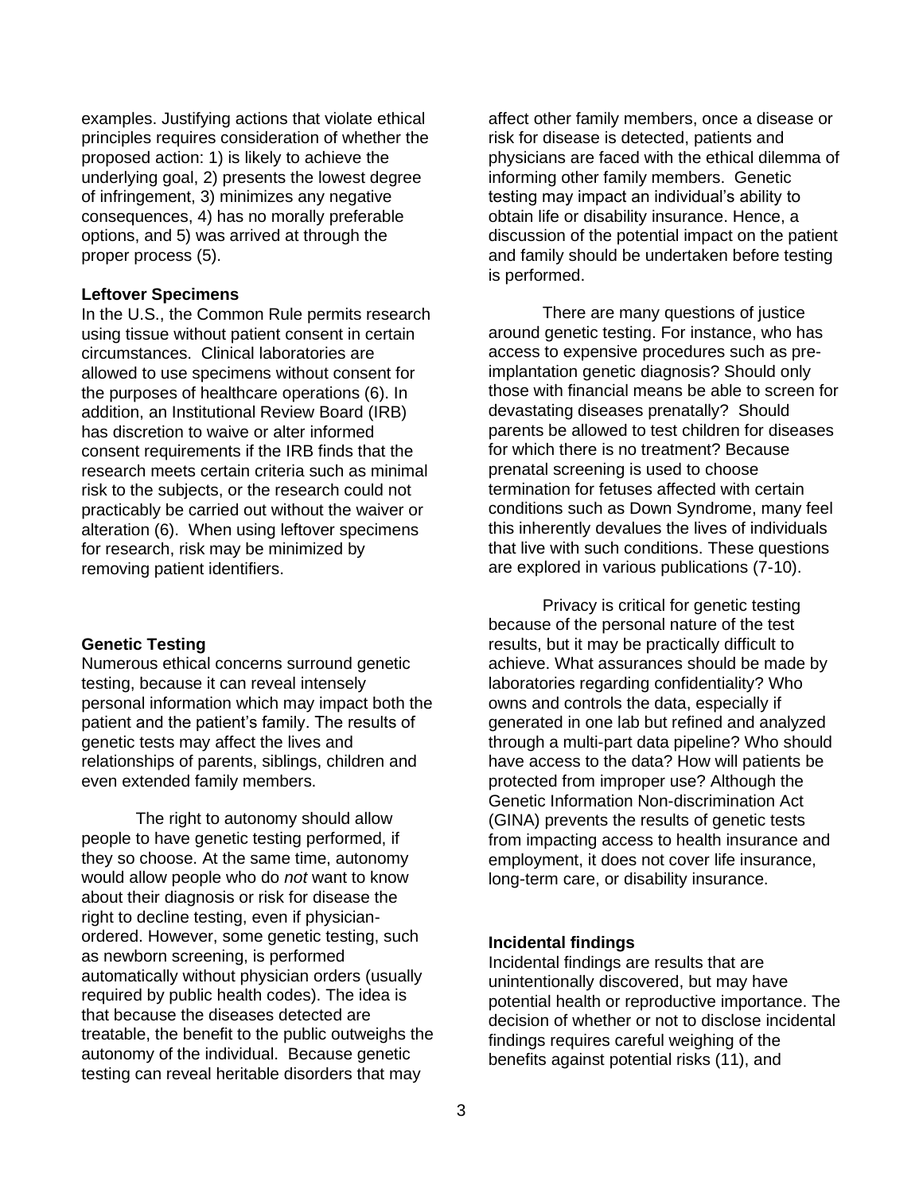examples. Justifying actions that violate ethical principles requires consideration of whether the proposed action: 1) is likely to achieve the underlying goal, 2) presents the lowest degree of infringement, 3) minimizes any negative consequences, 4) has no morally preferable options, and 5) was arrived at through the proper process (5).

**Leftover Specimens**

In the U.S., the Common Rule permits research using tissue without patient consent in certain circumstances. Clinical laboratories are allowed to use specimens without consent for the purposes of healthcare operations (6). In addition, an Institutional Review Board (IRB) has discretion to waive or alter informed consent requirements if the IRB finds that the research meets certain criteria such as minimal risk to the subjects, or the research could not practicably be carried out without the waiver or alteration (6). When using leftover specimens for research, risk may be minimized by removing patient identifiers.

**Genetic Testing**

Numerous ethical concerns surround genetic testing, because it can reveal intensely personal information which may impact both the patient and the patient's family. The results of genetic tests may affect the lives and relationships of parents, siblings, children and even extended family members.

The right to autonomy should allow people to have genetic testing performed, if they so choose. At the same time, autonomy would allow people who do *not* want to know about their diagnosis or risk for disease the right to decline testing, even if physician-ordered. However, some genetic testing, such as newborn screening, is performed automatically without physician orders (usually required by public health codes). The idea is that because the diseases detected are treatable, the benefit to the public outweighs the autonomy of the individual. Because genetic testing can reveal heritable disorders that may affect other family members, once a disease or risk for disease is detected, patients and physicians are faced with the ethical dilemma of informing other family members. Genetic testing may impact an individual's ability to obtain life or disability insurance. Hence, a discussion of the potential impact on the patient and family should be undertaken before testing is performed.

There are many questions of justice around genetic testing. For instance, who has access to expensive procedures such as pre-implantation genetic diagnosis? Should only those with financial means be able to screen for devastating diseases prenatally? Should parents be allowed to test children for diseases for which there is no treatment? Because prenatal screening is used to choose termination for fetuses affected with certain conditions such as Down Syndrome, many feel this inherently devalues the lives of individuals that live with such conditions. These questions are explored in various publications (7-10).

Privacy is critical for genetic testing because of the personal nature of the test results, but it may be practically difficult to achieve. What assurances should be made by laboratories regarding confidentiality? Who owns and controls the data, especially if generated in one lab but refined and analyzed through a multi-part data pipeline? Who should have access to the data? How will patients be protected from improper use? Although the Genetic Information Non-discrimination Act (GINA) prevents the results of genetic tests from impacting access to health insurance and employment, it does not cover life insurance, long-term care, or disability insurance.

**Incidental findings**

Incidental findings are results that are unintentionally discovered, but may have potential health or reproductive importance. The decision of whether or not to disclose incidental findings requires careful weighing of the benefits against potential risks (11), and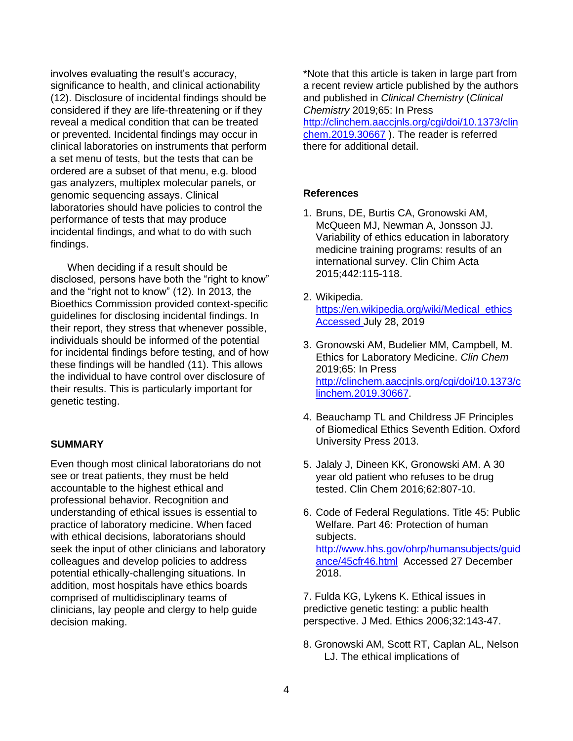involves evaluating the result's accuracy, significance to health, and clinical actionability (12). Disclosure of incidental findings should be considered if they are life-threatening or if they reveal a medical condition that can be treated or prevented. Incidental findings may occur in clinical laboratories on instruments that perform a set menu of tests, but the tests that can be ordered are a subset of that menu, e.g. blood gas analyzers, multiplex molecular panels, or genomic sequencing assays. Clinical laboratories should have policies to control the performance of tests that may produce incidental findings, and what to do with such findings.

When deciding if a result should be disclosed, persons have both the "right to know" and the "right not to know" (12). In 2013, the Bioethics Commission provided context-specific guidelines for disclosing incidental findings. In their report, they stress that whenever possible, individuals should be informed of the potential for incidental findings before testing, and of how these findings will be handled (11). This allows the individual to have control over disclosure of their results. This is particularly important for genetic testing.

## SUMMARY

Even though most clinical laboratorians do not see or treat patients, they must be held accountable to the highest ethical and professional behavior. Recognition and understanding of ethical issues is essential to practice of laboratory medicine. When faced with ethical decisions, laboratorians should seek the input of other clinicians and laboratory colleagues and develop policies to address potential ethically-challenging situations. In addition, most hospitals have ethics boards comprised of multidisciplinary teams of clinicians, lay people and clergy to help guide decision making.

*Note that this article is taken in large part from a recent review article published by the authors and published in *Clinical Chemistry* (*Clinical Chemistry* 2019;65: In Press http://clinchem.aaccjnls.org/cgi/doi/10.1373/clinchem.2019.30667 ). The reader is referred there for additional detail.

## References

1. Bruns, DE, Burtis CA, Gronowski AM, McQueen MJ, Newman A, Jonsson JJ. Variability of ethics education in laboratory medicine training programs: results of an international survey. Clin Chim Acta 2015;442:115-118.

2. Wikipedia. https://en.wikipedia.org/wiki/Medical_ethics Accessed July 28, 2019

3. Gronowski AM, Budelier MM, Campbell, M. Ethics for Laboratory Medicine. *Clin Chem* 2019;65: In Press http://clinchem.aaccjnls.org/cgi/doi/10.1373/clinchem.2019.30667.

4. Beauchamp TL and Childress JF Principles of Biomedical Ethics Seventh Edition. Oxford University Press 2013.

5. Jalaly J, Dineen KK, Gronowski AM. A 30 year old patient who refuses to be drug tested. Clin Chem 2016;62:807-10.

6. Code of Federal Regulations. Title 45: Public Welfare. Part 46: Protection of human subjects. http://www.hhs.gov/ohrp/humansubjects/guidance/45cfr46.html Accessed 27 December 2018.

7. Fulda KG, Lykens K. Ethical issues in predictive genetic testing: a public health perspective. J Med. Ethics 2006;32:143-47.

8. Gronowski AM, Scott RT, Caplan AL, Nelson LJ. The ethical implications of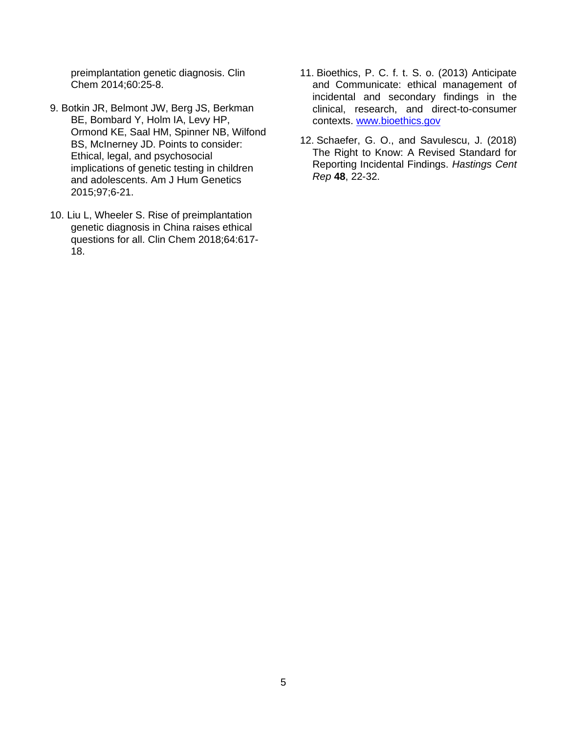preimplantation genetic diagnosis. Clin Chem 2014;60:25-8.

9. Botkin JR, Belmont JW, Berg JS, Berkman BE, Bombard Y, Holm IA, Levy HP, Ormond KE, Saal HM, Spinner NB, Wilfond BS, McInerney JD. Points to consider: Ethical, legal, and psychosocial implications of genetic testing in children and adolescents. Am J Hum Genetics 2015;97;6-21.

10. Liu L, Wheeler S. Rise of preimplantation genetic diagnosis in China raises ethical questions for all. Clin Chem 2018;64:617-18.

11. Bioethics, P. C. f. t. S. o. (2013) Anticipate and Communicate: ethical management of incidental and secondary findings in the clinical, research, and direct-to-consumer contexts. www.bioethics.gov

12. Schaefer, G. O., and Savulescu, J. (2018) The Right to Know: A Revised Standard for Reporting Incidental Findings. *Hastings Cent Rep* **48**, 22-32.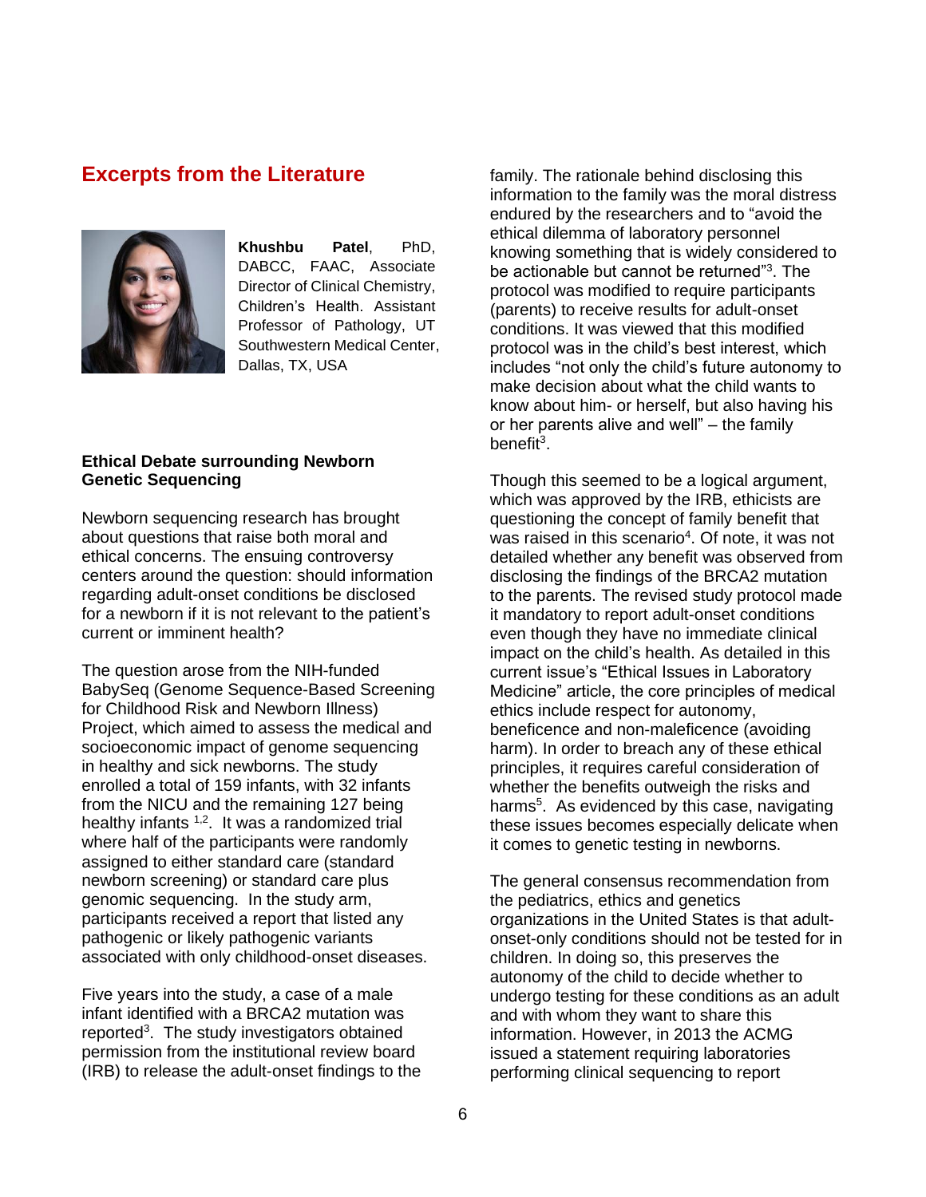## Excerpts from the Literature

**Khushbu Patel**, PhD, DABCC, FAAC, Associate Director of Clinical Chemistry, Children's Health. Assistant Professor of Pathology, UT Southwestern Medical Center, Dallas, TX, USA

### Ethical Debate surrounding Newborn Genetic Sequencing

Newborn sequencing research has brought about questions that raise both moral and ethical concerns. The ensuing controversy centers around the question: should information regarding adult-onset conditions be disclosed for a newborn if it is not relevant to the patient's current or imminent health?

The question arose from the NIH-funded BabySeq (Genome Sequence-Based Screening for Childhood Risk and Newborn Illness) Project, which aimed to assess the medical and socioeconomic impact of genome sequencing in healthy and sick newborns. The study enrolled a total of 159 infants, with 32 infants from the NICU and the remaining 127 being healthy infants [1,2]. It was a randomized trial where half of the participants were randomly assigned to either standard care (standard newborn screening) or standard care plus genomic sequencing. In the study arm, participants received a report that listed any pathogenic or likely pathogenic variants associated with only childhood-onset diseases.

Five years into the study, a case of a male infant identified with a BRCA2 mutation was reported[3]. The study investigators obtained permission from the institutional review board (IRB) to release the adult-onset findings to the family. The rationale behind disclosing this information to the family was the moral distress endured by the researchers and to "avoid the ethical dilemma of laboratory personnel knowing something that is widely considered to be actionable but cannot be returned"[3]. The protocol was modified to require participants (parents) to receive results for adult-onset conditions. It was viewed that this modified protocol was in the child's best interest, which includes "not only the child's future autonomy to make decision about what the child wants to know about him- or herself, but also having his or her parents alive and well" – the family benefit[3].

Though this seemed to be a logical argument, which was approved by the IRB, ethicists are questioning the concept of family benefit that was raised in this scenario[4]. Of note, it was not detailed whether any benefit was observed from disclosing the findings of the BRCA2 mutation to the parents. The revised study protocol made it mandatory to report adult-onset conditions even though they have no immediate clinical impact on the child's health. As detailed in this current issue's "Ethical Issues in Laboratory Medicine" article, the core principles of medical ethics include respect for autonomy, beneficence and non-maleficence (avoiding harm). In order to breach any of these ethical principles, it requires careful consideration of whether the benefits outweigh the risks and harms[5]. As evidenced by this case, navigating these issues becomes especially delicate when it comes to genetic testing in newborns.

The general consensus recommendation from the pediatrics, ethics and genetics organizations in the United States is that adult-onset-only conditions should not be tested for in children. In doing so, this preserves the autonomy of the child to decide whether to undergo testing for these conditions as an adult and with whom they want to share this information. However, in 2013 the ACMG issued a statement requiring laboratories performing clinical sequencing to report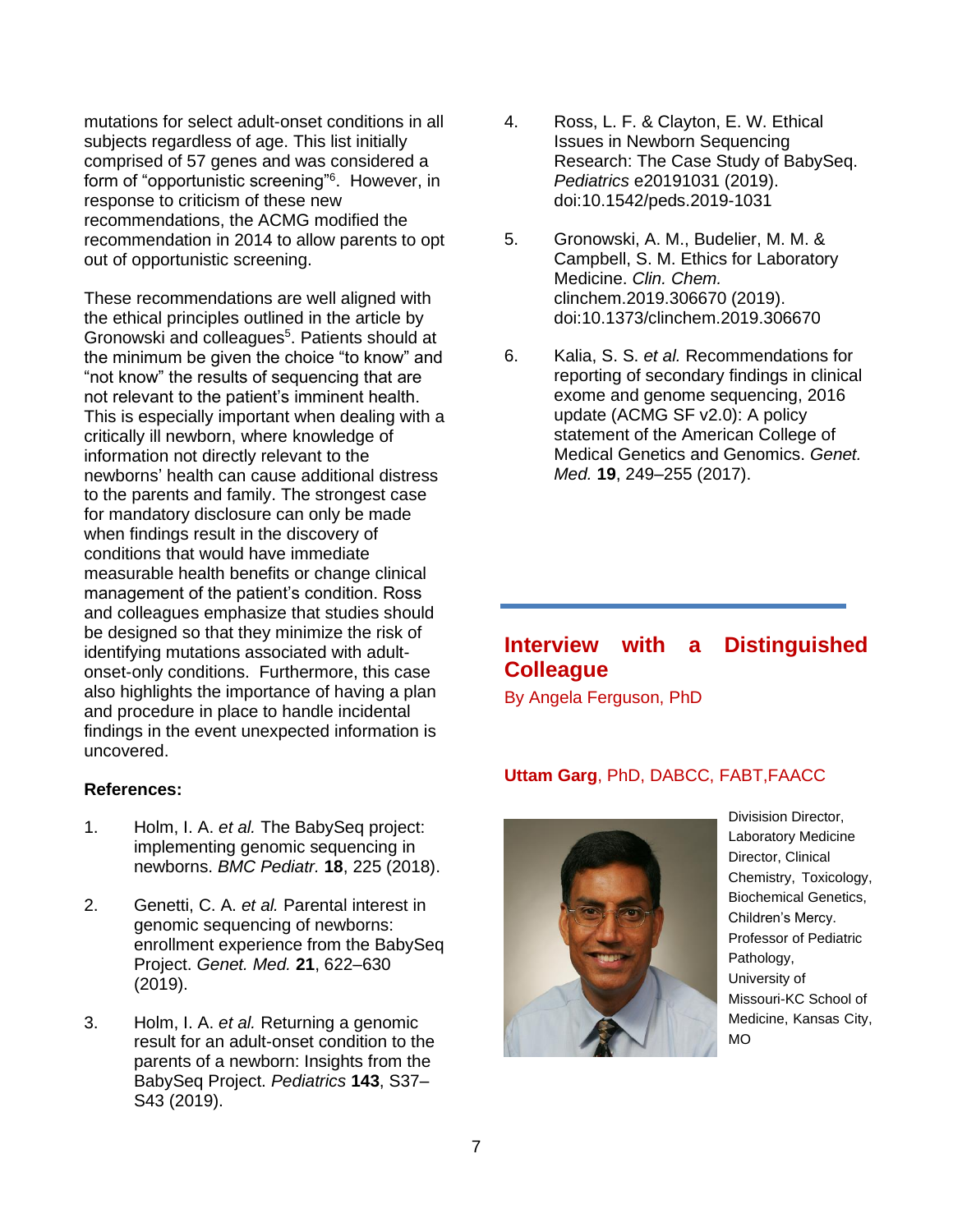mutations for select adult-onset conditions in all subjects regardless of age. This list initially comprised of 57 genes and was considered a form of "opportunistic screening"[6]. However, in response to criticism of these new recommendations, the ACMG modified the recommendation in 2014 to allow parents to opt out of opportunistic screening.

These recommendations are well aligned with the ethical principles outlined in the article by Gronowski and colleagues[5]. Patients should at the minimum be given the choice "to know" and "not know" the results of sequencing that are not relevant to the patient's imminent health. This is especially important when dealing with a critically ill newborn, where knowledge of information not directly relevant to the newborns' health can cause additional distress to the parents and family. The strongest case for mandatory disclosure can only be made when findings result in the discovery of conditions that would have immediate measurable health benefits or change clinical management of the patient's condition. Ross and colleagues emphasize that studies should be designed so that they minimize the risk of identifying mutations associated with adult-onset-only conditions. Furthermore, this case also highlights the importance of having a plan and procedure in place to handle incidental findings in the event unexpected information is uncovered.

**References:**

1. Holm, I. A. *et al.* The BabySeq project: implementing genomic sequencing in newborns. *BMC Pediatr.* **18**, 225 (2018).

2. Genetti, C. A. *et al.* Parental interest in genomic sequencing of newborns: enrollment experience from the BabySeq Project. *Genet. Med.* **21**, 622–630 (2019).

3. Holm, I. A. *et al.* Returning a genomic result for an adult-onset condition to the parents of a newborn: Insights from the BabySeq Project. *Pediatrics* **143**, S37–S43 (2019).

4. Ross, L. F. & Clayton, E. W. Ethical Issues in Newborn Sequencing Research: The Case Study of BabySeq. *Pediatrics* e20191031 (2019). doi:10.1542/peds.2019-1031

5. Gronowski, A. M., Budelier, M. M. & Campbell, S. M. Ethics for Laboratory Medicine. *Clin. Chem.* clinchem.2019.306670 (2019). doi:10.1373/clinchem.2019.306670

6. Kalia, S. S. *et al.* Recommendations for reporting of secondary findings in clinical exome and genome sequencing, 2016 update (ACMG SF v2.0): A policy statement of the American College of Medical Genetics and Genomics. *Genet. Med.* **19**, 249–255 (2017).

## Interview with a Distinguished Colleague

By Angela Ferguson, PhD

**Uttam Garg**, PhD, DABCC, FABT,FAACC

Divisiion Director, Laboratory Medicine
Director, Clinical Chemistry, Toxicology, Biochemical Genetics, Children's Mercy.
Professor of Pediatric Pathology,
University of Missouri-KC School of Medicine, Kansas City, MO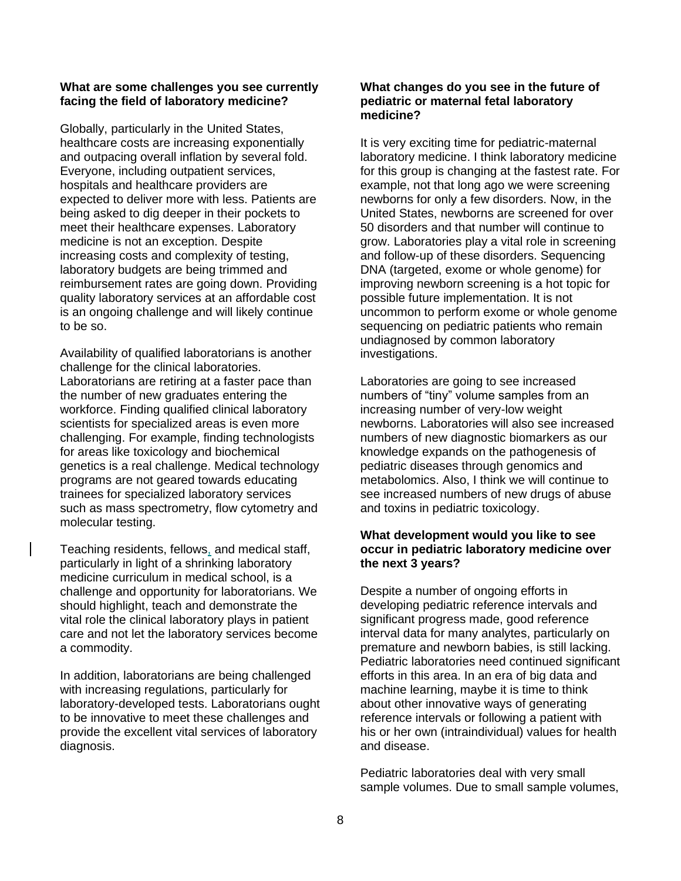**What are some challenges you see currently facing the field of laboratory medicine?**

Globally, particularly in the United States, healthcare costs are increasing exponentially and outpacing overall inflation by several fold. Everyone, including outpatient services, hospitals and healthcare providers are expected to deliver more with less. Patients are being asked to dig deeper in their pockets to meet their healthcare expenses. Laboratory medicine is not an exception. Despite increasing costs and complexity of testing, laboratory budgets are being trimmed and reimbursement rates are going down. Providing quality laboratory services at an affordable cost is an ongoing challenge and will likely continue to be so.

Availability of qualified laboratorians is another challenge for the clinical laboratories. Laboratorians are retiring at a faster pace than the number of new graduates entering the workforce. Finding qualified clinical laboratory scientists for specialized areas is even more challenging. For example, finding technologists for areas like toxicology and biochemical genetics is a real challenge. Medical technology programs are not geared towards educating trainees for specialized laboratory services such as mass spectrometry, flow cytometry and molecular testing.

Teaching residents, fellows, and medical staff, particularly in light of a shrinking laboratory medicine curriculum in medical school, is a challenge and opportunity for laboratorians. We should highlight, teach and demonstrate the vital role the clinical laboratory plays in patient care and not let the laboratory services become a commodity.

In addition, laboratorians are being challenged with increasing regulations, particularly for laboratory-developed tests. Laboratorians ought to be innovative to meet these challenges and provide the excellent vital services of laboratory diagnosis.

**What changes do you see in the future of pediatric or maternal fetal laboratory medicine?**

It is very exciting time for pediatric-maternal laboratory medicine. I think laboratory medicine for this group is changing at the fastest rate. For example, not that long ago we were screening newborns for only a few disorders. Now, in the United States, newborns are screened for over 50 disorders and that number will continue to grow. Laboratories play a vital role in screening and follow-up of these disorders. Sequencing DNA (targeted, exome or whole genome) for improving newborn screening is a hot topic for possible future implementation. It is not uncommon to perform exome or whole genome sequencing on pediatric patients who remain undiagnosed by common laboratory investigations.

Laboratories are going to see increased numbers of "tiny" volume samples from an increasing number of very-low weight newborns. Laboratories will also see increased numbers of new diagnostic biomarkers as our knowledge expands on the pathogenesis of pediatric diseases through genomics and metabolomics. Also, I think we will continue to see increased numbers of new drugs of abuse and toxins in pediatric toxicology.

**What development would you like to see occur in pediatric laboratory medicine over the next 3 years?**

Despite a number of ongoing efforts in developing pediatric reference intervals and significant progress made, good reference interval data for many analytes, particularly on premature and newborn babies, is still lacking. Pediatric laboratories need continued significant efforts in this area. In an era of big data and machine learning, maybe it is time to think about other innovative ways of generating reference intervals or following a patient with his or her own (intraindividual) values for health and disease.

Pediatric laboratories deal with very small sample volumes. Due to small sample volumes,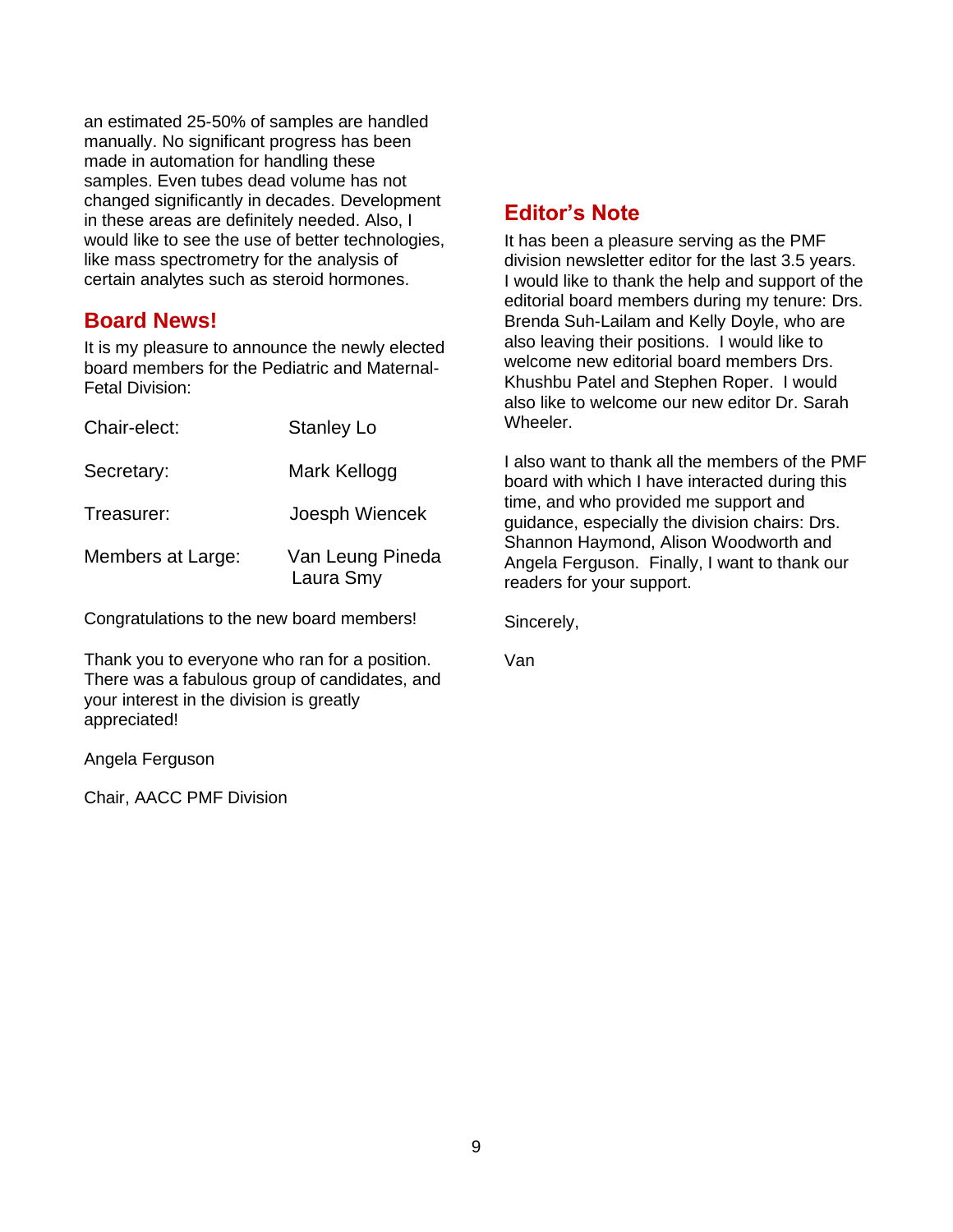an estimated 25-50% of samples are handled manually. No significant progress has been made in automation for handling these samples. Even tubes dead volume has not changed significantly in decades. Development in these areas are definitely needed. Also, I would like to see the use of better technologies, like mass spectrometry for the analysis of certain analytes such as steroid hormones.

## Board News!

It is my pleasure to announce the newly elected board members for the Pediatric and Maternal-Fetal Division:

| | |
|---|---|
| Chair-elect: | Stanley Lo |
| Secretary: | Mark Kellogg |
| Treasurer: | Joesph Wiencek |
| Members at Large: | Van Leung Pineda<br>Laura Smy |

Congratulations to the new board members!

Thank you to everyone who ran for a position. There was a fabulous group of candidates, and your interest in the division is greatly appreciated!

Angela Ferguson

Chair, AACC PMF Division

## Editor's Note

It has been a pleasure serving as the PMF division newsletter editor for the last 3.5 years. I would like to thank the help and support of the editorial board members during my tenure: Drs. Brenda Suh-Lailam and Kelly Doyle, who are also leaving their positions. I would like to welcome new editorial board members Drs. Khushbu Patel and Stephen Roper. I would also like to welcome our new editor Dr. Sarah Wheeler.

I also want to thank all the members of the PMF board with which I have interacted during this time, and who provided me support and guidance, especially the division chairs: Drs. Shannon Haymond, Alison Woodworth and Angela Ferguson. Finally, I want to thank our readers for your support.

Sincerely,

Van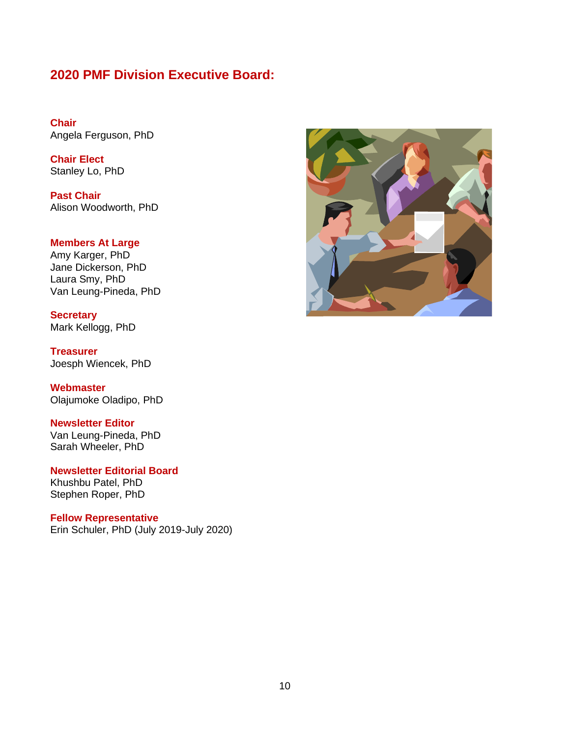## 2020 PMF Division Executive Board:

**Chair**
Angela Ferguson, PhD

**Chair Elect**
Stanley Lo, PhD

**Past Chair**
Alison Woodworth, PhD

**Members At Large**
Amy Karger, PhD
Jane Dickerson, PhD
Laura Smy, PhD
Van Leung-Pineda, PhD

**Secretary**
Mark Kellogg, PhD

**Treasurer**
Joesph Wiencek, PhD

**Webmaster**
Olajumoke Oladipo, PhD

**Newsletter Editor**
Van Leung-Pineda, PhD
Sarah Wheeler, PhD

**Newsletter Editorial Board**
Khushbu Patel, PhD
Stephen Roper, PhD

**Fellow Representative**
Erin Schuler, PhD (July 2019-July 2020)